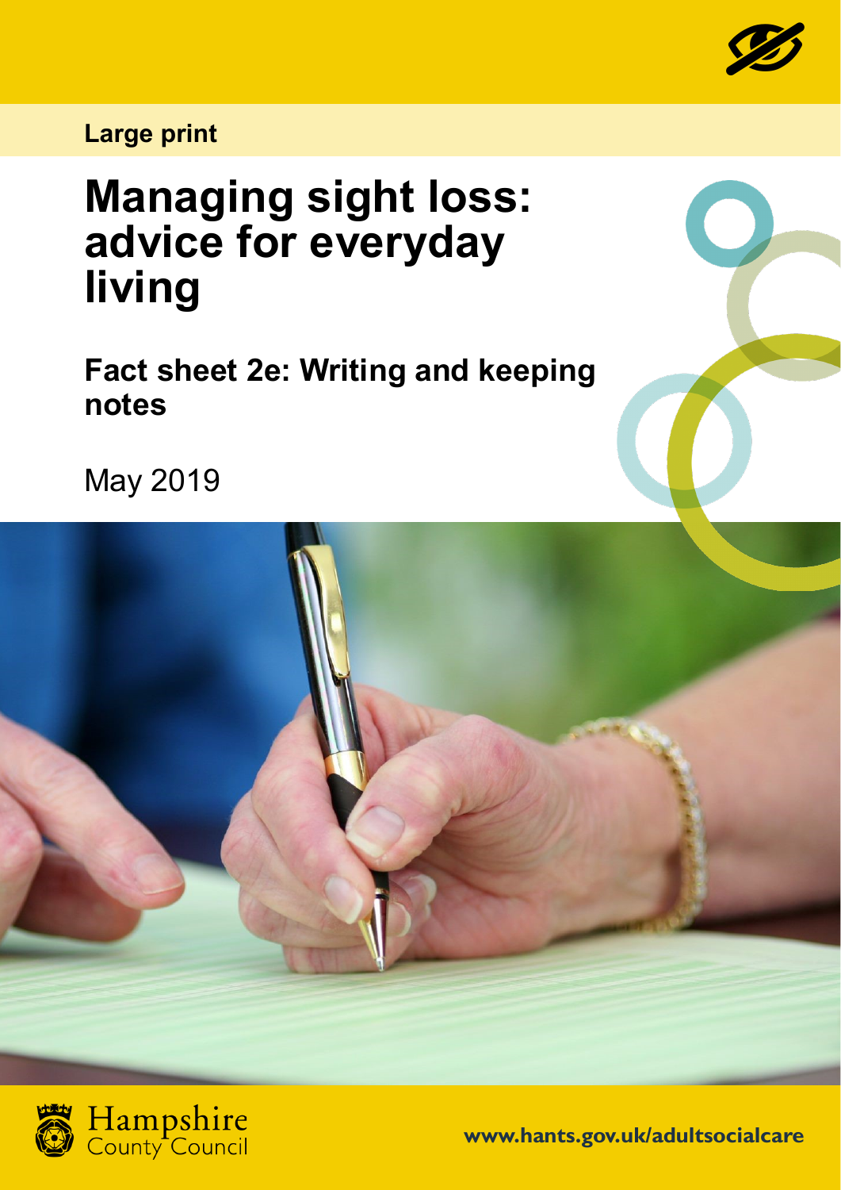Large print

# Managing sight loss: advice for everyday living

## Fact sheet 2e: Writing and keeping notes

May 2019

Hampshire County Council

www.hants.gov.uk/adultsocialcare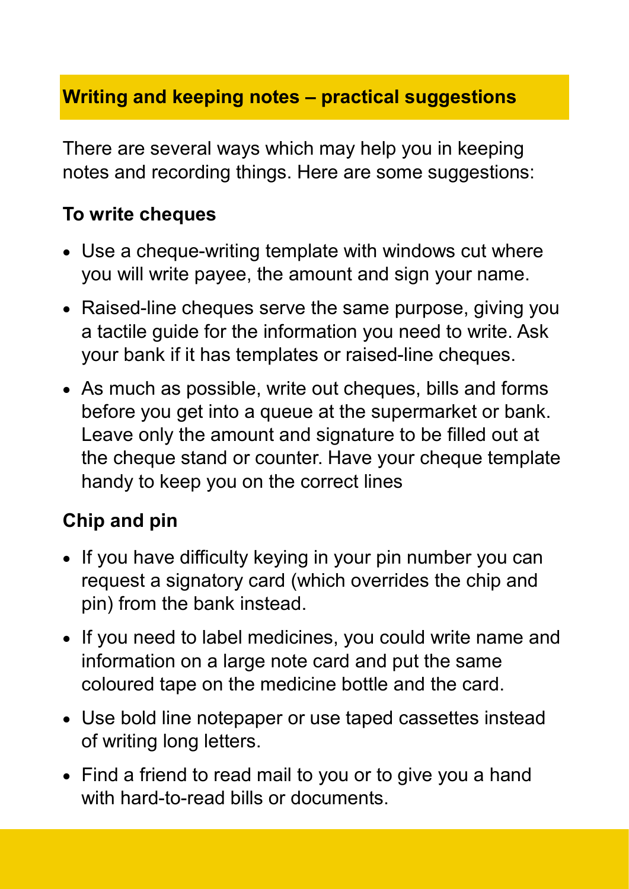## Writing and keeping notes – practical suggestions

There are several ways which may help you in keeping notes and recording things. Here are some suggestions:

### To write cheques

- Use a cheque-writing template with windows cut where you will write payee, the amount and sign your name.
- Raised-line cheques serve the same purpose, giving you a tactile guide for the information you need to write. Ask your bank if it has templates or raised-line cheques.
- As much as possible, write out cheques, bills and forms before you get into a queue at the supermarket or bank. Leave only the amount and signature to be filled out at the cheque stand or counter. Have your cheque template handy to keep you on the correct lines

### Chip and pin

- If you have difficulty keying in your pin number you can request a signatory card (which overrides the chip and pin) from the bank instead.
- If you need to label medicines, you could write name and information on a large note card and put the same coloured tape on the medicine bottle and the card.
- Use bold line notepaper or use taped cassettes instead of writing long letters.
- Find a friend to read mail to you or to give you a hand with hard-to-read bills or documents.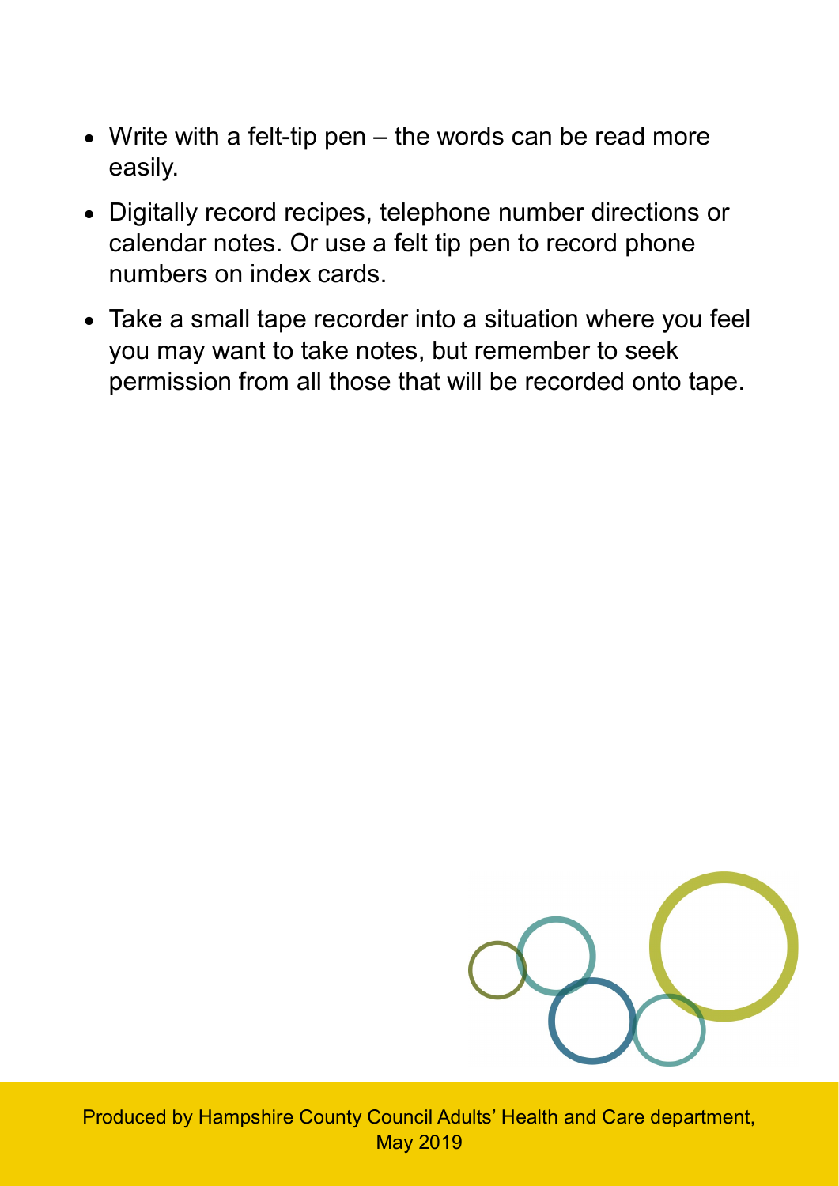- Write with a felt-tip pen – the words can be read more easily.
- Digitally record recipes, telephone number directions or calendar notes. Or use a felt tip pen to record phone numbers on index cards.
- Take a small tape recorder into a situation where you feel you may want to take notes, but remember to seek permission from all those that will be recorded onto tape.

Produced by Hampshire County Council Adults' Health and Care department, May 2019